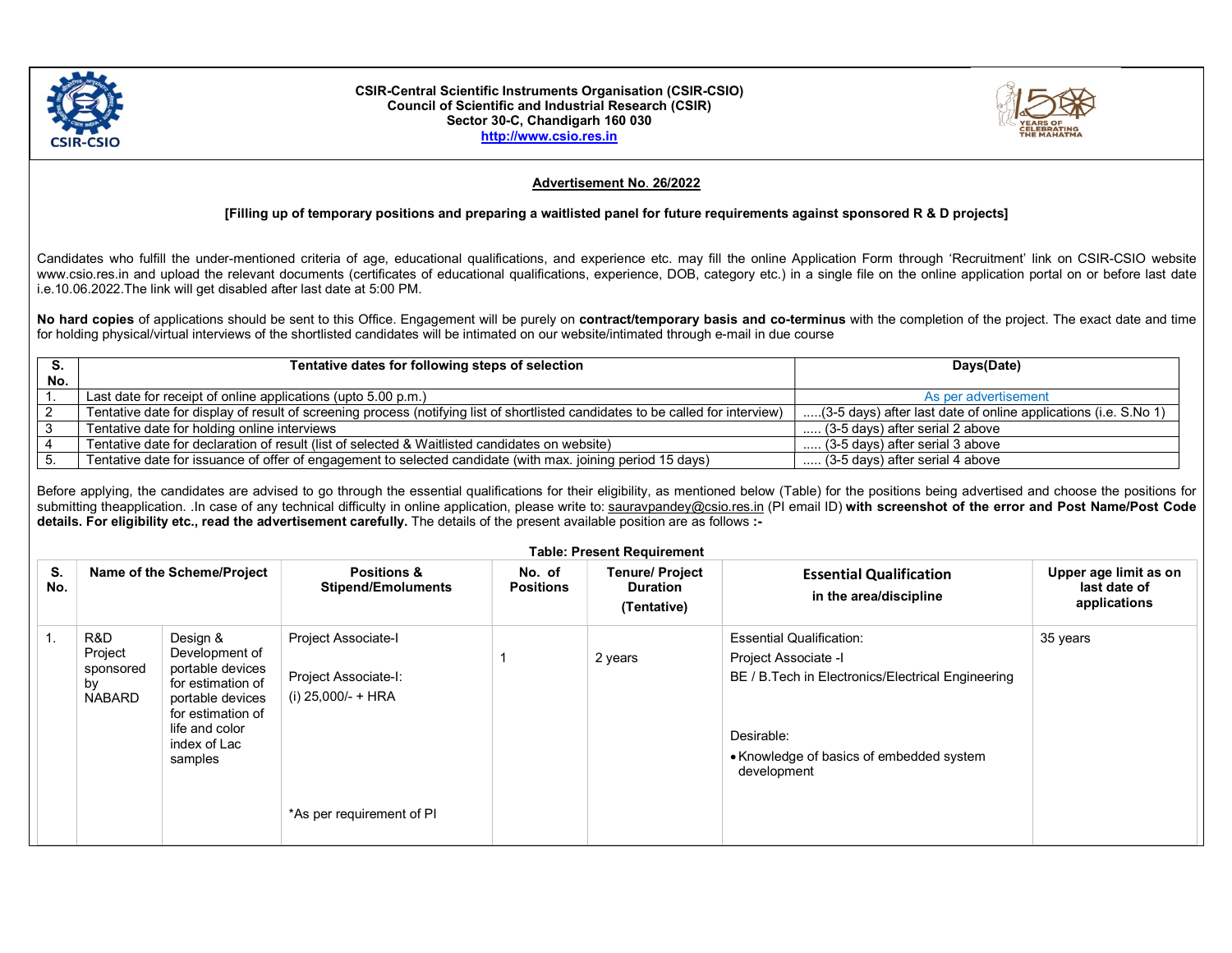**CSIR-Central Scientific Instruments Organisation (CSIR-CSIO)**
**Council of Scientific and Industrial Research (CSIR)**
**Sector 30-C, Chandigarh 160 030**
**http://www.csio.res.in**

## Advertisement No. 26/2022

**[Filling up of temporary positions and preparing a waitlisted panel for future requirements against sponsored R & D projects]**

Candidates who fulfill the under-mentioned criteria of age, educational qualifications, and experience etc. may fill the online Application Form through 'Recruitment' link on CSIR-CSIO website www.csio.res.in and upload the relevant documents (certificates of educational qualifications, experience, DOB, category etc.) in a single file on the online application portal on or before last date i.e.10.06.2022.The link will get disabled after last date at 5:00 PM.

**No hard copies** of applications should be sent to this Office. Engagement will be purely on **contract/temporary basis and co-terminus** with the completion of the project. The exact date and time for holding physical/virtual interviews of the shortlisted candidates will be intimated on our website/intimated through e-mail in due course

| S. No. | Tentative dates for following steps of selection | Days(Date) |
|---|---|---|
| 1. | Last date for receipt of online applications (upto 5.00 p.m.) | As per advertisement |
| 2 | Tentative date for display of result of screening process (notifying list of shortlisted candidates to be called for interview) | .....(3-5 days) after last date of online applications (i.e. S.No 1) |
| 3 | Tentative date for holding online interviews | ..... (3-5 days) after serial 2 above |
| 4 | Tentative date for declaration of result (list of selected & Waitlisted candidates on website) | ..... (3-5 days) after serial 3 above |
| 5. | Tentative date for issuance of offer of engagement to selected candidate (with max. joining period 15 days) | ..... (3-5 days) after serial 4 above |

Before applying, the candidates are advised to go through the essential qualifications for their eligibility, as mentioned below (Table) for the positions being advertised and choose the positions for submitting theapplication. .In case of any technical difficulty in online application, please write to: sauravpandey@csio.res.in (PI email ID) **with screenshot of the error and Post Name/Post Code details. For eligibility etc., read the advertisement carefully.** The details of the present available position are as follows **:-**

**Table: Present Requirement**

| S. No. | Name of the Scheme/Project | | Positions & Stipend/Emoluments | No. of Positions | Tenure/ Project Duration (Tentative) | Essential Qualification in the area/discipline | Upper age limit as on last date of applications |
|---|---|---|---|---|---|---|---|
| 1. | R&D Project sponsored by NABARD | Design & Development of portable devices for estimation of portable devices for estimation of life and color index of Lac samples | Project Associate-I<br><br>Project Associate-I:<br>(i) 25,000/- + HRA<br><br>*As per requirement of PI | 1 | 2 years | Essential Qualification:<br>Project Associate -I<br>BE / B.Tech in Electronics/Electrical Engineering<br><br>Desirable:<br>• Knowledge of basics of embedded system development | 35 years |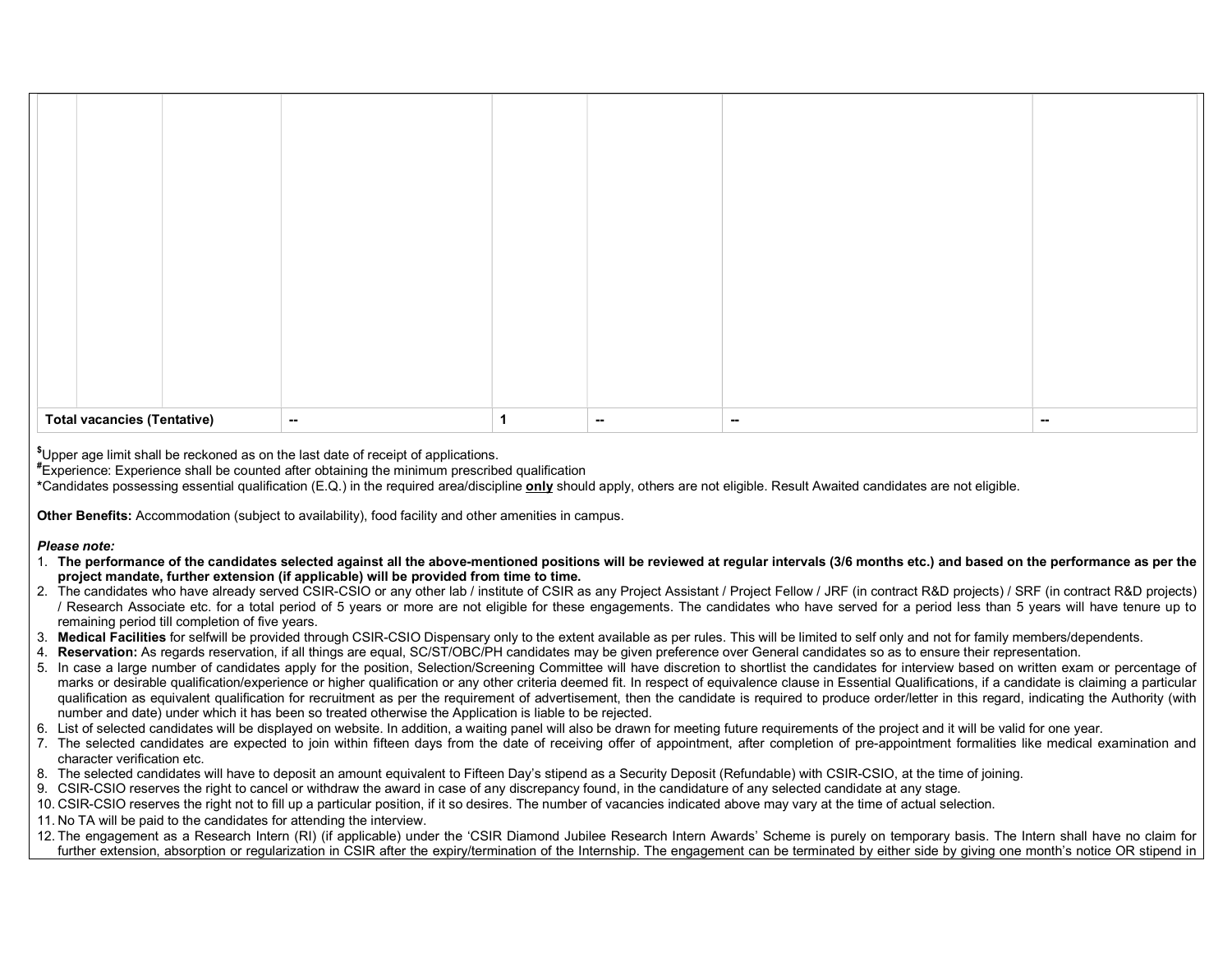|  |  |  |  |  |  |  |  |
|---|---|---|---|---|---|---|---|
|  |  |  |  |  |  |  |  |
| **Total vacancies (Tentative)** |  |  | -- | 1 | -- | -- | -- |

[$]Upper age limit shall be reckoned as on the last date of receipt of applications.
[#]Experience: Experience shall be counted after obtaining the minimum prescribed qualification
*Candidates possessing essential qualification (E.Q.) in the required area/discipline **only** should apply, others are not eligible. Result Awaited candidates are not eligible.

**Other Benefits:** Accommodation (subject to availability), food facility and other amenities in campus.

***Please note:***

1. **The performance of the candidates selected against all the above-mentioned positions will be reviewed at regular intervals (3/6 months etc.) and based on the performance as per the project mandate, further extension (if applicable) will be provided from time to time.**
2. The candidates who have already served CSIR-CSIO or any other lab / institute of CSIR as any Project Assistant / Project Fellow / JRF (in contract R&D projects) / SRF (in contract R&D projects) / Research Associate etc. for a total period of 5 years or more are not eligible for these engagements. The candidates who have served for a period less than 5 years will have tenure up to remaining period till completion of five years.
3. **Medical Facilities** for selfwill be provided through CSIR-CSIO Dispensary only to the extent available as per rules. This will be limited to self only and not for family members/dependents.
4. **Reservation:** As regards reservation, if all things are equal, SC/ST/OBC/PH candidates may be given preference over General candidates so as to ensure their representation.
5. In case a large number of candidates apply for the position, Selection/Screening Committee will have discretion to shortlist the candidates for interview based on written exam or percentage of marks or desirable qualification/experience or higher qualification or any other criteria deemed fit. In respect of equivalence clause in Essential Qualifications, if a candidate is claiming a particular qualification as equivalent qualification for recruitment as per the requirement of advertisement, then the candidate is required to produce order/letter in this regard, indicating the Authority (with number and date) under which it has been so treated otherwise the Application is liable to be rejected.
6. List of selected candidates will be displayed on website. In addition, a waiting panel will also be drawn for meeting future requirements of the project and it will be valid for one year.
7. The selected candidates are expected to join within fifteen days from the date of receiving offer of appointment, after completion of pre-appointment formalities like medical examination and character verification etc.
8. The selected candidates will have to deposit an amount equivalent to Fifteen Day's stipend as a Security Deposit (Refundable) with CSIR-CSIO, at the time of joining.
9. CSIR-CSIO reserves the right to cancel or withdraw the award in case of any discrepancy found, in the candidature of any selected candidate at any stage.
10. CSIR-CSIO reserves the right not to fill up a particular position, if it so desires. The number of vacancies indicated above may vary at the time of actual selection.
11. No TA will be paid to the candidates for attending the interview.
12. The engagement as a Research Intern (RI) (if applicable) under the 'CSIR Diamond Jubilee Research Intern Awards' Scheme is purely on temporary basis. The Intern shall have no claim for further extension, absorption or regularization in CSIR after the expiry/termination of the Internship. The engagement can be terminated by either side by giving one month's notice OR stipend in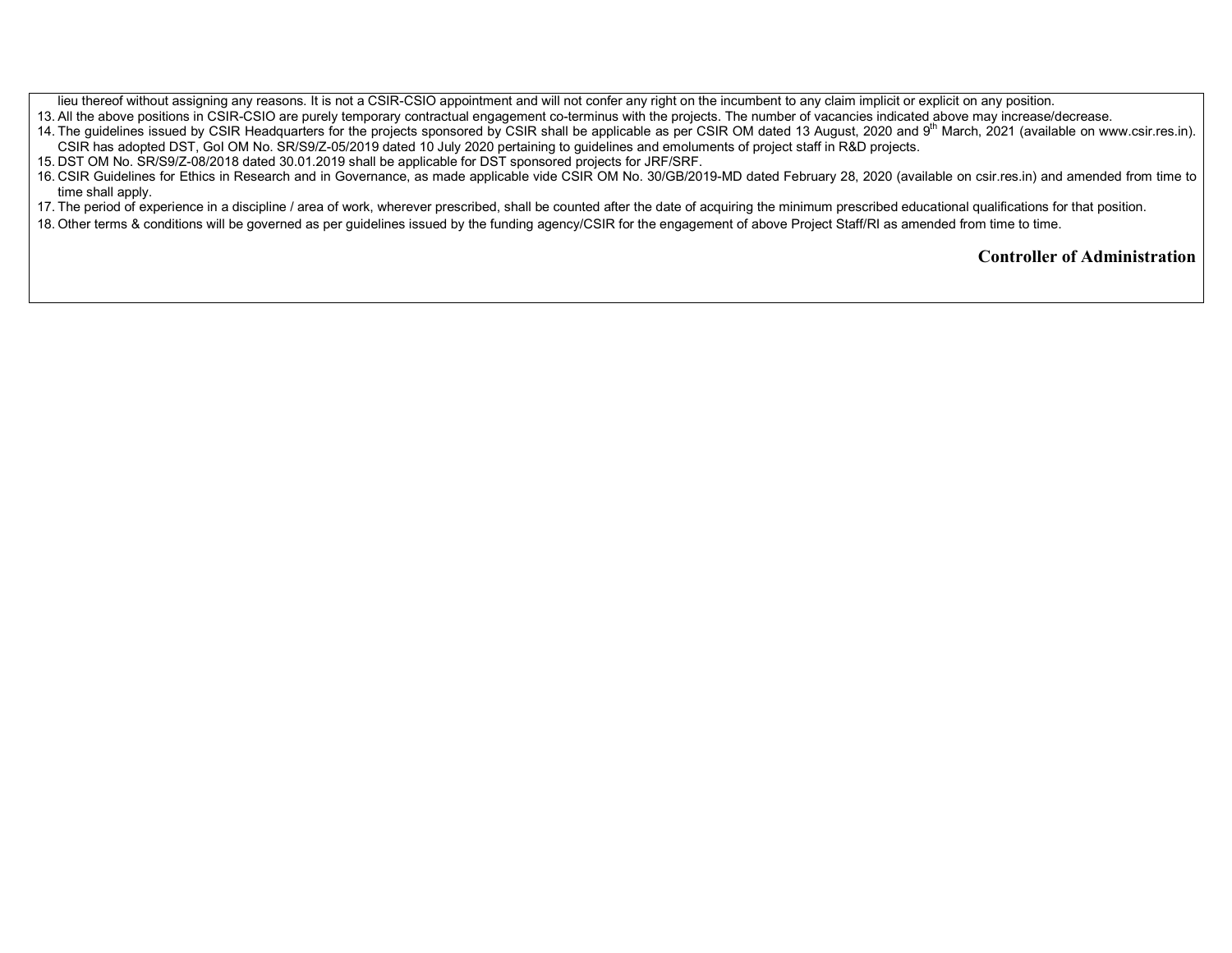lieu thereof without assigning any reasons. It is not a CSIR-CSIO appointment and will not confer any right on the incumbent to any claim implicit or explicit on any position.

13. All the above positions in CSIR-CSIO are purely temporary contractual engagement co-terminus with the projects. The number of vacancies indicated above may increase/decrease.
14. The guidelines issued by CSIR Headquarters for the projects sponsored by CSIR shall be applicable as per CSIR OM dated 13 August, 2020 and 9th March, 2021 (available on www.csir.res.in). CSIR has adopted DST, GoI OM No. SR/S9/Z-05/2019 dated 10 July 2020 pertaining to guidelines and emoluments of project staff in R&D projects.
15. DST OM No. SR/S9/Z-08/2018 dated 30.01.2019 shall be applicable for DST sponsored projects for JRF/SRF.
16. CSIR Guidelines for Ethics in Research and in Governance, as made applicable vide CSIR OM No. 30/GB/2019-MD dated February 28, 2020 (available on csir.res.in) and amended from time to time shall apply.
17. The period of experience in a discipline / area of work, wherever prescribed, shall be counted after the date of acquiring the minimum prescribed educational qualifications for that position.
18. Other terms & conditions will be governed as per guidelines issued by the funding agency/CSIR for the engagement of above Project Staff/RI as amended from time to time.

**Controller of Administration**